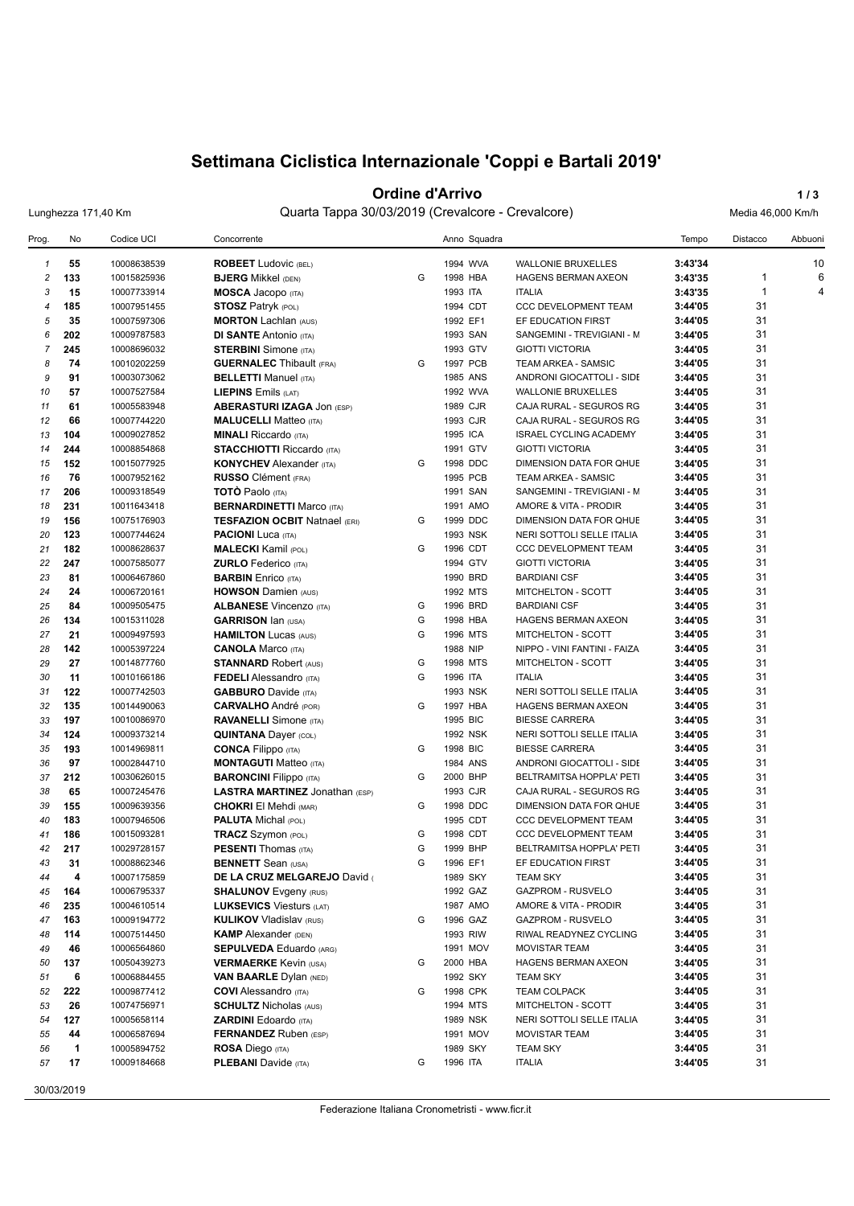# Settimana Ciclistica Internazionale 'Coppi e Bartali 2019'

## Ordine d'Arrivo

Lunghezza 171,40 Km — Quarta Tappa 30/03/2019 (Crevalcore - Crevalcore) — Media 46,000 Km/h

| Prog. | No | Codice UCI | Concorrente | | Anno | Squadra | | Tempo | Distacco | Abbuoni |
|---|---|---|---|---|---|---|---|---|---|---|
| 1 | 55 | 10008638539 | **ROBEET** Ludovic (BEL) | | 1994 | WVA | WALLONIE BRUXELLES | 3:43'34 | | 10 |
| 2 | 133 | 10015825936 | **BJERG** Mikkel (DEN) | G | 1998 | HBA | HAGENS BERMAN AXEON | 3:43'35 | 1 | 6 |
| 3 | 15 | 10007733914 | **MOSCA** Jacopo (ITA) | | 1993 | ITA | ITALIA | 3:43'35 | 1 | 4 |
| 4 | 185 | 10007951455 | **STOSZ** Patryk (POL) | | 1994 | CDT | CCC DEVELOPMENT TEAM | 3:44'05 | 31 | |
| 5 | 35 | 10007597306 | **MORTON** Lachlan (AUS) | | 1992 | EF1 | EF EDUCATION FIRST | 3:44'05 | 31 | |
| 6 | 202 | 10009787583 | **DI SANTE** Antonio (ITA) | | 1993 | SAN | SANGEMINI - TREVIGIANI - M | 3:44'05 | 31 | |
| 7 | 245 | 10008696032 | **STERBINI** Simone (ITA) | | 1993 | GTV | GIOTTI VICTORIA | 3:44'05 | 31 | |
| 8 | 74 | 10010202259 | **GUERNALEC** Thibault (FRA) | G | 1997 | PCB | TEAM ARKEA - SAMSIC | 3:44'05 | 31 | |
| 9 | 91 | 10003073062 | **BELLETTI** Manuel (ITA) | | 1985 | ANS | ANDRONI GIOCATTOLI - SIDE | 3:44'05 | 31 | |
| 10 | 57 | 10007527584 | **LIEPINS** Emils (LAT) | | 1992 | WVA | WALLONIE BRUXELLES | 3:44'05 | 31 | |
| 11 | 61 | 10005583948 | **ABERASTURI IZAGA** Jon (ESP) | | 1989 | CJR | CAJA RURAL - SEGUROS RG | 3:44'05 | 31 | |
| 12 | 66 | 10007744220 | **MALUCELLI** Matteo (ITA) | | 1993 | CJR | CAJA RURAL - SEGUROS RG | 3:44'05 | 31 | |
| 13 | 104 | 10009027852 | **MINALI** Riccardo (ITA) | | 1995 | ICA | ISRAEL CYCLING ACADEMY | 3:44'05 | 31 | |
| 14 | 244 | 10008854868 | **STACCHIOTTI** Riccardo (ITA) | | 1991 | GTV | GIOTTI VICTORIA | 3:44'05 | 31 | |
| 15 | 152 | 10015077925 | **KONYCHEV** Alexander (ITA) | G | 1998 | DDC | DIMENSION DATA FOR QHUE | 3:44'05 | 31 | |
| 16 | 76 | 10007952162 | **RUSSO** Clément (FRA) | | 1995 | PCB | TEAM ARKEA - SAMSIC | 3:44'05 | 31 | |
| 17 | 206 | 10009318549 | **TOTÒ** Paolo (ITA) | | 1991 | SAN | SANGEMINI - TREVIGIANI - M | 3:44'05 | 31 | |
| 18 | 231 | 10011643418 | **BERNARDINETTI** Marco (ITA) | | 1991 | AMO | AMORE & VITA - PRODIR | 3:44'05 | 31 | |
| 19 | 156 | 10075176903 | **TESFAZION OCBIT** Natnael (ERI) | G | 1999 | DDC | DIMENSION DATA FOR QHUE | 3:44'05 | 31 | |
| 20 | 123 | 10007744624 | **PACIONI** Luca (ITA) | | 1993 | NSK | NERI SOTTOLI SELLE ITALIA | 3:44'05 | 31 | |
| 21 | 182 | 10008628637 | **MALECKI** Kamil (POL) | G | 1996 | CDT | CCC DEVELOPMENT TEAM | 3:44'05 | 31 | |
| 22 | 247 | 10007585077 | **ZURLO** Federico (ITA) | | 1994 | GTV | GIOTTI VICTORIA | 3:44'05 | 31 | |
| 23 | 81 | 10006467860 | **BARBIN** Enrico (ITA) | | 1990 | BRD | BARDIANI CSF | 3:44'05 | 31 | |
| 24 | 24 | 10006720161 | **HOWSON** Damien (AUS) | | 1992 | MTS | MITCHELTON - SCOTT | 3:44'05 | 31 | |
| 25 | 84 | 10009505475 | **ALBANESE** Vincenzo (ITA) | G | 1996 | BRD | BARDIANI CSF | 3:44'05 | 31 | |
| 26 | 134 | 10015311028 | **GARRISON** Ian (USA) | G | 1998 | HBA | HAGENS BERMAN AXEON | 3:44'05 | 31 | |
| 27 | 21 | 10009497593 | **HAMILTON** Lucas (AUS) | G | 1996 | MTS | MITCHELTON - SCOTT | 3:44'05 | 31 | |
| 28 | 142 | 10005397224 | **CANOLA** Marco (ITA) | | 1988 | NIP | NIPPO - VINI FANTINI - FAIZA | 3:44'05 | 31 | |
| 29 | 27 | 10014877760 | **STANNARD** Robert (AUS) | G | 1998 | MTS | MITCHELTON - SCOTT | 3:44'05 | 31 | |
| 30 | 11 | 10010166186 | **FEDELI** Alessandro (ITA) | G | 1996 | ITA | ITALIA | 3:44'05 | 31 | |
| 31 | 122 | 10007742503 | **GABBURO** Davide (ITA) | | 1993 | NSK | NERI SOTTOLI SELLE ITALIA | 3:44'05 | 31 | |
| 32 | 135 | 10014490063 | **CARVALHO** André (POR) | G | 1997 | HBA | HAGENS BERMAN AXEON | 3:44'05 | 31 | |
| 33 | 197 | 10010086970 | **RAVANELLI** Simone (ITA) | | 1995 | BIC | BIESSE CARRERA | 3:44'05 | 31 | |
| 34 | 124 | 10009373214 | **QUINTANA** Dayer (COL) | | 1992 | NSK | NERI SOTTOLI SELLE ITALIA | 3:44'05 | 31 | |
| 35 | 193 | 10014969811 | **CONCA** Filippo (ITA) | G | 1998 | BIC | BIESSE CARRERA | 3:44'05 | 31 | |
| 36 | 97 | 10002844710 | **MONTAGUTI** Matteo (ITA) | | 1984 | ANS | ANDRONI GIOCATTOLI - SIDE | 3:44'05 | 31 | |
| 37 | 212 | 10030626015 | **BARONCINI** Filippo (ITA) | G | 2000 | BHP | BELTRAMITSA HOPPLA' PETI | 3:44'05 | 31 | |
| 38 | 65 | 10007245476 | **LASTRA MARTINEZ** Jonathan (ESP) | | 1993 | CJR | CAJA RURAL - SEGUROS RG | 3:44'05 | 31 | |
| 39 | 155 | 10009639356 | **CHOKRI** El Mehdi (MAR) | G | 1998 | DDC | DIMENSION DATA FOR QHUE | 3:44'05 | 31 | |
| 40 | 183 | 10007946506 | **PALUTA** Michal (POL) | | 1995 | CDT | CCC DEVELOPMENT TEAM | 3:44'05 | 31 | |
| 41 | 186 | 10015093281 | **TRACZ** Szymon (POL) | G | 1998 | CDT | CCC DEVELOPMENT TEAM | 3:44'05 | 31 | |
| 42 | 217 | 10029728157 | **PESENTI** Thomas (ITA) | G | 1999 | BHP | BELTRAMITSA HOPPLA' PETI | 3:44'05 | 31 | |
| 43 | 31 | 10008862346 | **BENNETT** Sean (USA) | G | 1996 | EF1 | EF EDUCATION FIRST | 3:44'05 | 31 | |
| 44 | 4 | 10007175859 | **DE LA CRUZ MELGAREJO** David ( | | 1989 | SKY | TEAM SKY | 3:44'05 | 31 | |
| 45 | 164 | 10006795337 | **SHALUNOV** Evgeny (RUS) | | 1992 | GAZ | GAZPROM - RUSVELO | 3:44'05 | 31 | |
| 46 | 235 | 10004610514 | **LUKSEVICS** Viesturs (LAT) | | 1987 | AMO | AMORE & VITA - PRODIR | 3:44'05 | 31 | |
| 47 | 163 | 10009194772 | **KULIKOV** Vladislav (RUS) | G | 1996 | GAZ | GAZPROM - RUSVELO | 3:44'05 | 31 | |
| 48 | 114 | 10007514450 | **KAMP** Alexander (DEN) | | 1993 | RIW | RIWAL READYNEZ CYCLING | 3:44'05 | 31 | |
| 49 | 46 | 10006564860 | **SEPULVEDA** Eduardo (ARG) | | 1991 | MOV | MOVISTAR TEAM | 3:44'05 | 31 | |
| 50 | 137 | 10050439273 | **VERMAERKE** Kevin (USA) | G | 2000 | HBA | HAGENS BERMAN AXEON | 3:44'05 | 31 | |
| 51 | 6 | 10006884455 | **VAN BAARLE** Dylan (NED) | | 1992 | SKY | TEAM SKY | 3:44'05 | 31 | |
| 52 | 222 | 10009877412 | **COVI** Alessandro (ITA) | G | 1998 | CPK | TEAM COLPACK | 3:44'05 | 31 | |
| 53 | 26 | 10074756971 | **SCHULTZ** Nicholas (AUS) | | 1994 | MTS | MITCHELTON - SCOTT | 3:44'05 | 31 | |
| 54 | 127 | 10005658114 | **ZARDINI** Edoardo (ITA) | | 1989 | NSK | NERI SOTTOLI SELLE ITALIA | 3:44'05 | 31 | |
| 55 | 44 | 10006587694 | **FERNANDEZ** Ruben (ESP) | | 1991 | MOV | MOVISTAR TEAM | 3:44'05 | 31 | |
| 56 | 1 | 10005894752 | **ROSA** Diego (ITA) | | 1989 | SKY | TEAM SKY | 3:44'05 | 31 | |
| 57 | 17 | 10009184668 | **PLEBANI** Davide (ITA) | G | 1996 | ITA | ITALIA | 3:44'05 | 31 | |

30/03/2019

Federazione Italiana Cronometristi - www.ficr.it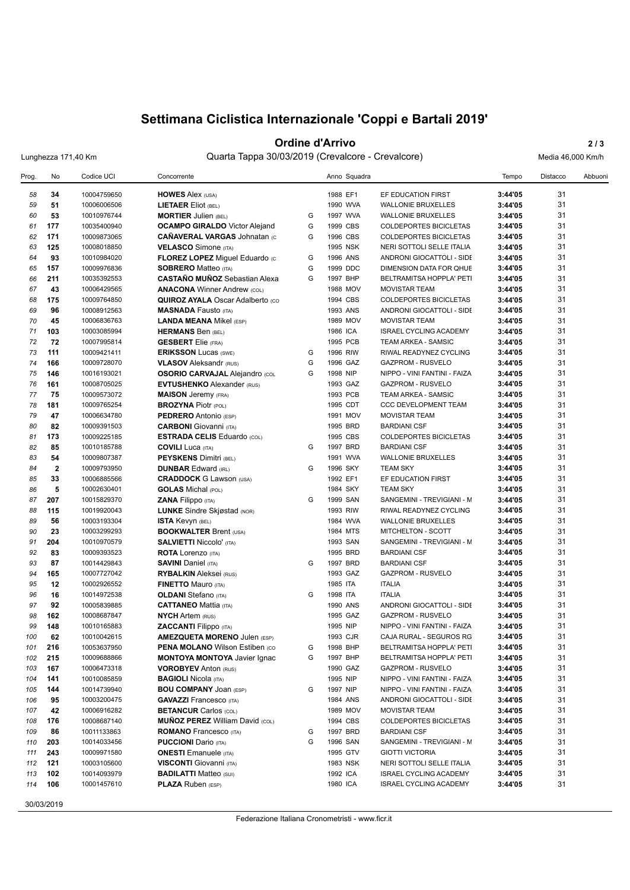# Settimana Ciclistica Internazionale 'Coppi e Bartali 2019'

## Ordine d'Arrivo

Lunghezza 171,40 Km — Quarta Tappa 30/03/2019 (Crevalcore - Crevalcore) — Media 46,000 Km/h

| Prog. | No | Codice UCI | Concorrente | | Anno | Squadra | | Tempo | Distacco | Abbuoni |
|---|---|---|---|---|---|---|---|---|---|---|
| 58 | 34 | 10004759650 | **HOWES** Alex (USA) | | 1988 | EF1 | EF EDUCATION FIRST | 3:44'05 | 31 | |
| 59 | 51 | 10006006506 | **LIETAER** Eliot (BEL) | | 1990 | WVA | WALLONIE BRUXELLES | 3:44'05 | 31 | |
| 60 | 53 | 10010976744 | **MORTIER** Julien (BEL) | G | 1997 | WVA | WALLONIE BRUXELLES | 3:44'05 | 31 | |
| 61 | 177 | 10035400940 | **OCAMPO GIRALDO** Victor Alejand | G | 1999 | CBS | COLDEPORTES BICICLETAS | 3:44'05 | 31 | |
| 62 | 171 | 10009873065 | **CAÑAVERAL VARGAS** Johnatan (C | G | 1996 | CBS | COLDEPORTES BICICLETAS | 3:44'05 | 31 | |
| 63 | 125 | 10008018850 | **VELASCO** Simone (ITA) | | 1995 | NSK | NERI SOTTOLI SELLE ITALIA | 3:44'05 | 31 | |
| 64 | 93 | 10010984020 | **FLOREZ LOPEZ** Miguel Eduardo (C | G | 1996 | ANS | ANDRONI GIOCATTOLI - SIDE | 3:44'05 | 31 | |
| 65 | 157 | 10009976836 | **SOBRERO** Matteo (ITA) | G | 1999 | DDC | DIMENSION DATA FOR QHUE | 3:44'05 | 31 | |
| 66 | 211 | 10035392553 | **CASTAÑO MUÑOZ** Sebastian Alexa | G | 1997 | BHP | BELTRAMITSA HOPPLA' PETI | 3:44'05 | 31 | |
| 67 | 43 | 10006429565 | **ANACONA** Winner Andrew (COL) | | 1988 | MOV | MOVISTAR TEAM | 3:44'05 | 31 | |
| 68 | 175 | 10009764850 | **QUIROZ AYALA** Oscar Adalberto (CO | | 1994 | CBS | COLDEPORTES BICICLETAS | 3:44'05 | 31 | |
| 69 | 96 | 10008912563 | **MASNADA** Fausto (ITA) | | 1993 | ANS | ANDRONI GIOCATTOLI - SIDE | 3:44'05 | 31 | |
| 70 | 45 | 10006836763 | **LANDA MEANA** Mikel (ESP) | | 1989 | MOV | MOVISTAR TEAM | 3:44'05 | 31 | |
| 71 | 103 | 10003085994 | **HERMANS** Ben (BEL) | | 1986 | ICA | ISRAEL CYCLING ACADEMY | 3:44'05 | 31 | |
| 72 | 72 | 10007995814 | **GESBERT** Elie (FRA) | | 1995 | PCB | TEAM ARKEA - SAMSIC | 3:44'05 | 31 | |
| 73 | 111 | 10009421411 | **ERIKSSON** Lucas (SWE) | G | 1996 | RIW | RIWAL READYNEZ CYCLING | 3:44'05 | 31 | |
| 74 | 166 | 10009728070 | **VLASOV** Aleksandr (RUS) | G | 1996 | GAZ | GAZPROM - RUSVELO | 3:44'05 | 31 | |
| 75 | 146 | 10016193021 | **OSORIO CARVAJAL** Alejandro (COL | G | 1998 | NIP | NIPPO - VINI FANTINI - FAIZA | 3:44'05 | 31 | |
| 76 | 161 | 10008705025 | **EVTUSHENKO** Alexander (RUS) | | 1993 | GAZ | GAZPROM - RUSVELO | 3:44'05 | 31 | |
| 77 | 75 | 10009573072 | **MAISON** Jeremy (FRA) | | 1993 | PCB | TEAM ARKEA - SAMSIC | 3:44'05 | 31 | |
| 78 | 181 | 10009765254 | **BROZYNA** Piotr (POL) | | 1995 | CDT | CCC DEVELOPMENT TEAM | 3:44'05 | 31 | |
| 79 | 47 | 10006634780 | **PEDRERO** Antonio (ESP) | | 1991 | MOV | MOVISTAR TEAM | 3:44'05 | 31 | |
| 80 | 82 | 10009391503 | **CARBONI** Giovanni (ITA) | | 1995 | BRD | BARDIANI CSF | 3:44'05 | 31 | |
| 81 | 173 | 10009225185 | **ESTRADA CELIS** Eduardo (COL) | | 1995 | CBS | COLDEPORTES BICICLETAS | 3:44'05 | 31 | |
| 82 | 85 | 10010185788 | **COVILI** Luca (ITA) | G | 1997 | BRD | BARDIANI CSF | 3:44'05 | 31 | |
| 83 | 54 | 10009807387 | **PEYSKENS** Dimitri (BEL) | | 1991 | WVA | WALLONIE BRUXELLES | 3:44'05 | 31 | |
| 84 | 2 | 10009793950 | **DUNBAR** Edward (IRL) | G | 1996 | SKY | TEAM SKY | 3:44'05 | 31 | |
| 85 | 33 | 10006885566 | **CRADDOCK** G Lawson (USA) | | 1992 | EF1 | EF EDUCATION FIRST | 3:44'05 | 31 | |
| 86 | 5 | 10002630401 | **GOLAS** Michal (POL) | | 1984 | SKY | TEAM SKY | 3:44'05 | 31 | |
| 87 | 207 | 10015829370 | **ZANA** Filippo (ITA) | G | 1999 | SAN | SANGEMINI - TREVIGIANI - M | 3:44'05 | 31 | |
| 88 | 115 | 10019920043 | **LUNKE** Sindre Skjøstad (NOR) | | 1993 | RIW | RIWAL READYNEZ CYCLING | 3:44'05 | 31 | |
| 89 | 56 | 10003193304 | **ISTA** Kevyn (BEL) | | 1984 | WVA | WALLONIE BRUXELLES | 3:44'05 | 31 | |
| 90 | 23 | 10003299293 | **BOOKWALTER** Brent (USA) | | 1984 | MTS | MITCHELTON - SCOTT | 3:44'05 | 31 | |
| 91 | 204 | 10010970579 | **SALVIETTI** Niccolo' (ITA) | | 1993 | SAN | SANGEMINI - TREVIGIANI - M | 3:44'05 | 31 | |
| 92 | 83 | 10009393523 | **ROTA** Lorenzo (ITA) | | 1995 | BRD | BARDIANI CSF | 3:44'05 | 31 | |
| 93 | 87 | 10014429843 | **SAVINI** Daniel (ITA) | G | 1997 | BRD | BARDIANI CSF | 3:44'05 | 31 | |
| 94 | 165 | 10007727042 | **RYBALKIN** Aleksei (RUS) | | 1993 | GAZ | GAZPROM - RUSVELO | 3:44'05 | 31 | |
| 95 | 12 | 10002926552 | **FINETTO** Mauro (ITA) | | 1985 | ITA | ITALIA | 3:44'05 | 31 | |
| 96 | 16 | 10014972538 | **OLDANI** Stefano (ITA) | G | 1998 | ITA | ITALIA | 3:44'05 | 31 | |
| 97 | 92 | 10005839885 | **CATTANEO** Mattia (ITA) | | 1990 | ANS | ANDRONI GIOCATTOLI - SIDE | 3:44'05 | 31 | |
| 98 | 162 | 10008687847 | **NYCH** Artem (RUS) | | 1995 | GAZ | GAZPROM - RUSVELO | 3:44'05 | 31 | |
| 99 | 148 | 10010165883 | **ZACCANTI** Filippo (ITA) | | 1995 | NIP | NIPPO - VINI FANTINI - FAIZA | 3:44'05 | 31 | |
| 100 | 62 | 10010042615 | **AMEZQUETA MORENO** Julen (ESP) | | 1993 | CJR | CAJA RURAL - SEGUROS RG | 3:44'05 | 31 | |
| 101 | 216 | 10053637950 | **PENA MOLANO** Wilson Estiben (CO | G | 1998 | BHP | BELTRAMITSA HOPPLA' PETI | 3:44'05 | 31 | |
| 102 | 215 | 10009688866 | **MONTOYA MONTOYA** Javier Ignac | G | 1997 | BHP | BELTRAMITSA HOPPLA' PETI | 3:44'05 | 31 | |
| 103 | 167 | 10006473318 | **VOROBYEV** Anton (RUS) | | 1990 | GAZ | GAZPROM - RUSVELO | 3:44'05 | 31 | |
| 104 | 141 | 10010085859 | **BAGIOLI** Nicola (ITA) | | 1995 | NIP | NIPPO - VINI FANTINI - FAIZA | 3:44'05 | 31 | |
| 105 | 144 | 10014739940 | **BOU COMPANY** Joan (ESP) | G | 1997 | NIP | NIPPO - VINI FANTINI - FAIZA | 3:44'05 | 31 | |
| 106 | 95 | 10003200475 | **GAVAZZI** Francesco (ITA) | | 1984 | ANS | ANDRONI GIOCATTOLI - SIDE | 3:44'05 | 31 | |
| 107 | 42 | 10006916282 | **BETANCUR** Carlos (COL) | | 1989 | MOV | MOVISTAR TEAM | 3:44'05 | 31 | |
| 108 | 176 | 10008687140 | **MUÑOZ PEREZ** William David (COL) | | 1994 | CBS | COLDEPORTES BICICLETAS | 3:44'05 | 31 | |
| 109 | 86 | 10011133863 | **ROMANO** Francesco (ITA) | G | 1997 | BRD | BARDIANI CSF | 3:44'05 | 31 | |
| 110 | 203 | 10014033456 | **PUCCIONI** Dario (ITA) | G | 1996 | SAN | SANGEMINI - TREVIGIANI - M | 3:44'05 | 31 | |
| 111 | 243 | 10009971580 | **ONESTI** Emanuele (ITA) | | 1995 | GTV | GIOTTI VICTORIA | 3:44'05 | 31 | |
| 112 | 121 | 10003105600 | **VISCONTI** Giovanni (ITA) | | 1983 | NSK | NERI SOTTOLI SELLE ITALIA | 3:44'05 | 31 | |
| 113 | 102 | 10014093979 | **BADILATTI** Matteo (SUI) | | 1992 | ICA | ISRAEL CYCLING ACADEMY | 3:44'05 | 31 | |
| 114 | 106 | 10001457610 | **PLAZA** Ruben (ESP) | | 1980 | ICA | ISRAEL CYCLING ACADEMY | 3:44'05 | 31 | |

30/03/2019

Federazione Italiana Cronometristi - www.ficr.it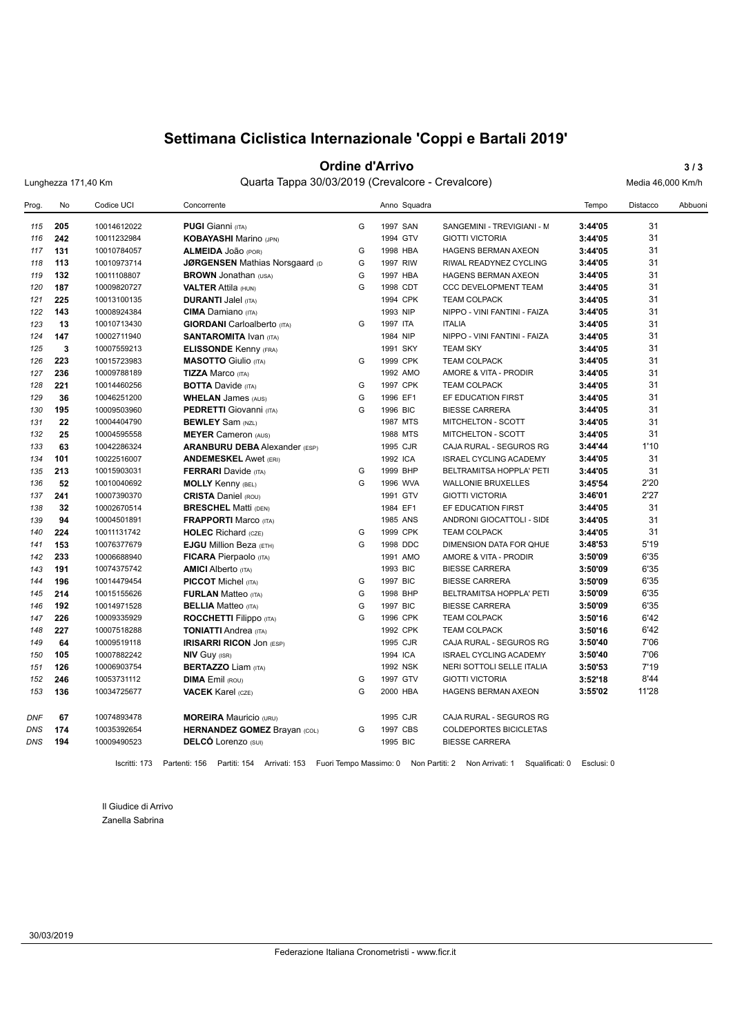# Settimana Ciclistica Internazionale 'Coppi e Bartali 2019'

## Ordine d'Arrivo

Lunghezza 171,40 Km — Quarta Tappa 30/03/2019 (Crevalcore - Crevalcore) — Media 46,000 Km/h

| Prog. | No | Codice UCI | Concorrente | | Anno | Squadra | | Tempo | Distacco | Abbuoni |
|---|---|---|---|---|---|---|---|---|---|---|
| 115 | 205 | 10014612022 | **PUGI** Gianni (ITA) | G | 1997 | SAN | SANGEMINI - TREVIGIANI - M | 3:44'05 | 31 | |
| 116 | 242 | 10011232984 | **KOBAYASHI** Marino (JPN) | | 1994 | GTV | GIOTTI VICTORIA | 3:44'05 | 31 | |
| 117 | 131 | 10010784057 | **ALMEIDA** João (POR) | G | 1998 | HBA | HAGENS BERMAN AXEON | 3:44'05 | 31 | |
| 118 | 113 | 10010973714 | **JØRGENSEN** Mathias Norsgaard (D | G | 1997 | RIW | RIWAL READYNEZ CYCLING | 3:44'05 | 31 | |
| 119 | 132 | 10011108807 | **BROWN** Jonathan (USA) | G | 1997 | HBA | HAGENS BERMAN AXEON | 3:44'05 | 31 | |
| 120 | 187 | 10009820727 | **VALTER** Attila (HUN) | G | 1998 | CDT | CCC DEVELOPMENT TEAM | 3:44'05 | 31 | |
| 121 | 225 | 10013100135 | **DURANTI** Jalel (ITA) | | 1994 | CPK | TEAM COLPACK | 3:44'05 | 31 | |
| 122 | 143 | 10008924384 | **CIMA** Damiano (ITA) | | 1993 | NIP | NIPPO - VINI FANTINI - FAIZA | 3:44'05 | 31 | |
| 123 | 13 | 10010713430 | **GIORDANI** Carloalberto (ITA) | G | 1997 | ITA | ITALIA | 3:44'05 | 31 | |
| 124 | 147 | 10002711940 | **SANTAROMITA** Ivan (ITA) | | 1984 | NIP | NIPPO - VINI FANTINI - FAIZA | 3:44'05 | 31 | |
| 125 | 3 | 10007559213 | **ELISSONDE** Kenny (FRA) | | 1991 | SKY | TEAM SKY | 3:44'05 | 31 | |
| 126 | 223 | 10015723983 | **MASOTTO** Giulio (ITA) | G | 1999 | CPK | TEAM COLPACK | 3:44'05 | 31 | |
| 127 | 236 | 10009788189 | **TIZZA** Marco (ITA) | | 1992 | AMO | AMORE & VITA - PRODIR | 3:44'05 | 31 | |
| 128 | 221 | 10014460256 | **BOTTA** Davide (ITA) | G | 1997 | CPK | TEAM COLPACK | 3:44'05 | 31 | |
| 129 | 36 | 10046251200 | **WHELAN** James (AUS) | G | 1996 | EF1 | EF EDUCATION FIRST | 3:44'05 | 31 | |
| 130 | 195 | 10009503960 | **PEDRETTI** Giovanni (ITA) | G | 1996 | BIC | BIESSE CARRERA | 3:44'05 | 31 | |
| 131 | 22 | 10004404790 | **BEWLEY** Sam (NZL) | | 1987 | MTS | MITCHELTON - SCOTT | 3:44'05 | 31 | |
| 132 | 25 | 10004595558 | **MEYER** Cameron (AUS) | | 1988 | MTS | MITCHELTON - SCOTT | 3:44'05 | 31 | |
| 133 | 63 | 10042286324 | **ARANBURU DEBA** Alexander (ESP) | | 1995 | CJR | CAJA RURAL - SEGUROS RG | 3:44'44 | 1'10 | |
| 134 | 101 | 10022516007 | **ANDEMESKEL** Awet (ERI) | | 1992 | ICA | ISRAEL CYCLING ACADEMY | 3:44'05 | 31 | |
| 135 | 213 | 10015903031 | **FERRARI** Davide (ITA) | G | 1999 | BHP | BELTRAMITSA HOPPLA' PETI | 3:44'05 | 31 | |
| 136 | 52 | 10010040692 | **MOLLY** Kenny (BEL) | G | 1996 | WVA | WALLONIE BRUXELLES | 3:45'54 | 2'20 | |
| 137 | 241 | 10007390370 | **CRISTA** Daniel (ROU) | | 1991 | GTV | GIOTTI VICTORIA | 3:46'01 | 2'27 | |
| 138 | 32 | 10002670514 | **BRESCHEL** Matti (DEN) | | 1984 | EF1 | EF EDUCATION FIRST | 3:44'05 | 31 | |
| 139 | 94 | 10004501891 | **FRAPPORTI** Marco (ITA) | | 1985 | ANS | ANDRONI GIOCATTOLI - SIDE | 3:44'05 | 31 | |
| 140 | 224 | 10011131742 | **HOLEC** Richard (CZE) | G | 1999 | CPK | TEAM COLPACK | 3:44'05 | 31 | |
| 141 | 153 | 10076377679 | **EJGU** Million Beza (ETH) | G | 1998 | DDC | DIMENSION DATA FOR QHUE | 3:48'53 | 5'19 | |
| 142 | 233 | 10006688940 | **FICARA** Pierpaolo (ITA) | | 1991 | AMO | AMORE & VITA - PRODIR | 3:50'09 | 6'35 | |
| 143 | 191 | 10074375742 | **AMICI** Alberto (ITA) | | 1993 | BIC | BIESSE CARRERA | 3:50'09 | 6'35 | |
| 144 | 196 | 10014479454 | **PICCOT** Michel (ITA) | G | 1997 | BIC | BIESSE CARRERA | 3:50'09 | 6'35 | |
| 145 | 214 | 10015155626 | **FURLAN** Matteo (ITA) | G | 1998 | BHP | BELTRAMITSA HOPPLA' PETI | 3:50'09 | 6'35 | |
| 146 | 192 | 10014971528 | **BELLIA** Matteo (ITA) | G | 1997 | BIC | BIESSE CARRERA | 3:50'09 | 6'35 | |
| 147 | 226 | 10009335929 | **ROCCHETTI** Filippo (ITA) | G | 1996 | CPK | TEAM COLPACK | 3:50'16 | 6'42 | |
| 148 | 227 | 10007518288 | **TONIATTI** Andrea (ITA) | | 1992 | CPK | TEAM COLPACK | 3:50'16 | 6'42 | |
| 149 | 64 | 10009519118 | **IRISARRI RICON** Jon (ESP) | | 1995 | CJR | CAJA RURAL - SEGUROS RG | 3:50'40 | 7'06 | |
| 150 | 105 | 10007882242 | **NIV** Guy (ISR) | | 1994 | ICA | ISRAEL CYCLING ACADEMY | 3:50'40 | 7'06 | |
| 151 | 126 | 10006903754 | **BERTAZZO** Liam (ITA) | | 1992 | NSK | NERI SOTTOLI SELLE ITALIA | 3:50'53 | 7'19 | |
| 152 | 246 | 10053731112 | **DIMA** Emil (ROU) | G | 1997 | GTV | GIOTTI VICTORIA | 3:52'18 | 8'44 | |
| 153 | 136 | 10034725677 | **VACEK** Karel (CZE) | G | 2000 | HBA | HAGENS BERMAN AXEON | 3:55'02 | 11'28 | |
| DNF | 67 | 10074893478 | **MOREIRA** Mauricio (URU) | | 1995 | CJR | CAJA RURAL - SEGUROS RG | | | |
| DNS | 174 | 10035392654 | **HERNANDEZ GOMEZ** Brayan (COL) | G | 1997 | CBS | COLDEPORTES BICICLETAS | | | |
| DNS | 194 | 10009490523 | **DELCÒ** Lorenzo (SUI) | | 1995 | BIC | BIESSE CARRERA | | | |

Iscritti: 173 Partenti: 156 Partiti: 154 Arrivati: 153 Fuori Tempo Massimo: 0 Non Partiti: 2 Non Arrivati: 1 Squalificati: 0 Esclusi: 0

Il Giudice di Arrivo
Zanella Sabrina

30/03/2019

Federazione Italiana Cronometristi - www.ficr.it